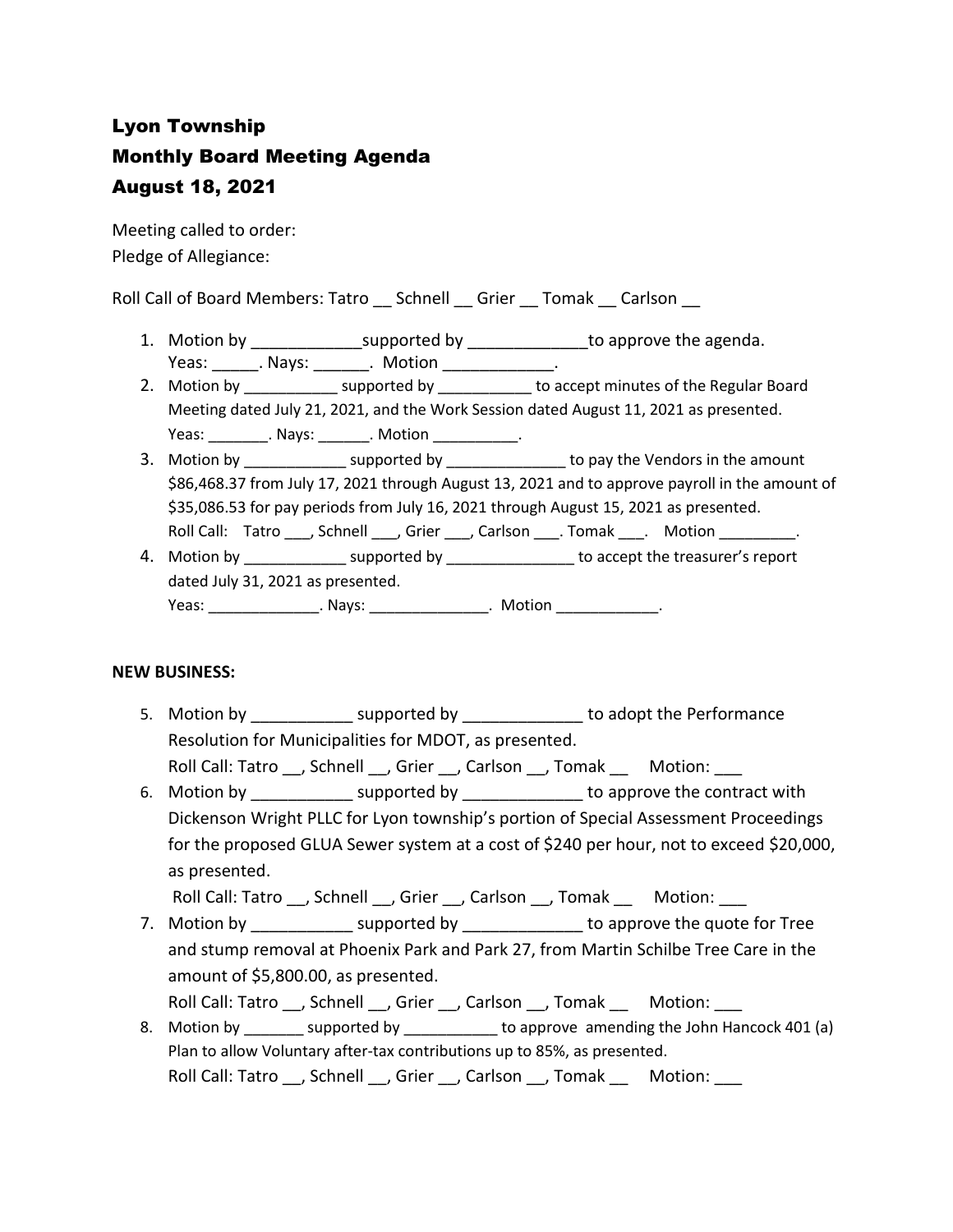# Lyon Township
# Monthly Board Meeting Agenda
# August 18, 2021

Meeting called to order:
Pledge of Allegiance:

Roll Call of Board Members: Tatro __ Schnell __ Grier __ Tomak __ Carlson __

1. Motion by ____________supported by _____________to approve the agenda.
   Yeas: _____. Nays: ______. Motion ____________.
2. Motion by ___________ supported by ___________ to accept minutes of the Regular Board Meeting dated July 21, 2021, and the Work Session dated August 11, 2021 as presented.
   Yeas: _______. Nays: ______. Motion __________.
3. Motion by ____________ supported by ______________ to pay the Vendors in the amount $86,468.37 from July 17, 2021 through August 13, 2021 and to approve payroll in the amount of $35,086.53 for pay periods from July 16, 2021 through August 15, 2021 as presented.
   Roll Call: Tatro ___, Schnell ___, Grier ___, Carlson ___. Tomak ___. Motion _________.
4. Motion by ____________ supported by _______________ to accept the treasurer's report dated July 31, 2021 as presented.
   Yeas: _____________. Nays: ______________. Motion ____________.

**NEW BUSINESS:**

5. Motion by ___________ supported by _____________ to adopt the Performance Resolution for Municipalities for MDOT, as presented.
   Roll Call: Tatro __, Schnell __, Grier __, Carlson __, Tomak __ Motion: ___
6. Motion by ___________ supported by _____________ to approve the contract with Dickenson Wright PLLC for Lyon township's portion of Special Assessment Proceedings for the proposed GLUA Sewer system at a cost of $240 per hour, not to exceed $20,000, as presented.
   Roll Call: Tatro __, Schnell __, Grier __, Carlson __, Tomak __ Motion: ___
7. Motion by ___________ supported by _____________ to approve the quote for Tree and stump removal at Phoenix Park and Park 27, from Martin Schilbe Tree Care in the amount of $5,800.00, as presented.
   Roll Call: Tatro __, Schnell __, Grier __, Carlson __, Tomak __ Motion: ___
8. Motion by _______ supported by ___________ to approve amending the John Hancock 401 (a) Plan to allow Voluntary after-tax contributions up to 85%, as presented.
   Roll Call: Tatro __, Schnell __, Grier __, Carlson __, Tomak __ Motion: ___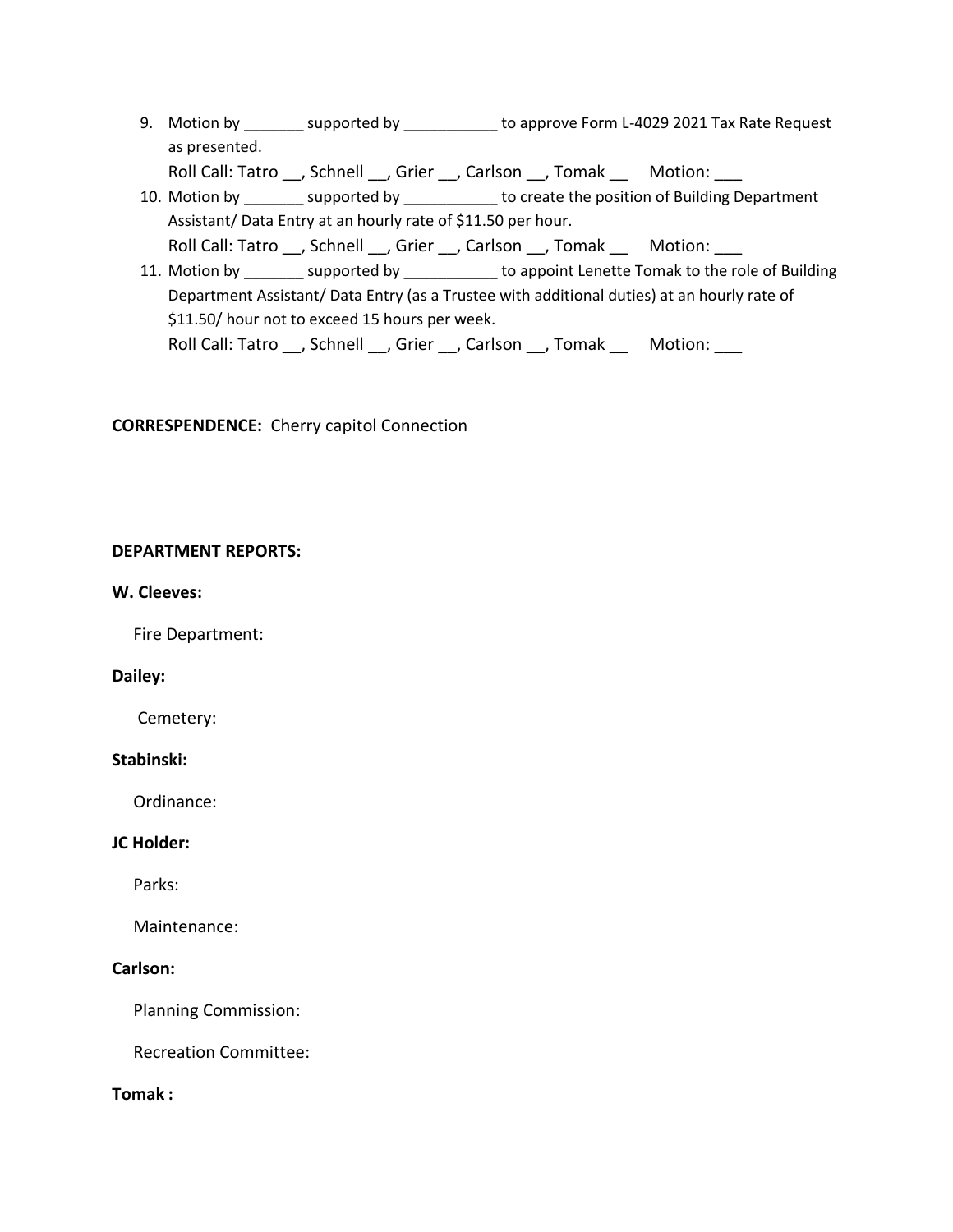9. Motion by _______ supported by ___________ to approve Form L-4029 2021 Tax Rate Request as presented.
   Roll Call: Tatro __, Schnell __, Grier __, Carlson __, Tomak __ Motion: ___
10. Motion by _______ supported by ___________ to create the position of Building Department Assistant/ Data Entry at an hourly rate of $11.50 per hour.
    Roll Call: Tatro __, Schnell __, Grier __, Carlson __, Tomak __ Motion: ___
11. Motion by _______ supported by ___________ to appoint Lenette Tomak to the role of Building Department Assistant/ Data Entry (as a Trustee with additional duties) at an hourly rate of $11.50/ hour not to exceed 15 hours per week.
    Roll Call: Tatro __, Schnell __, Grier __, Carlson __, Tomak __ Motion: ___

**CORRESPENDENCE:** Cherry capitol Connection

**DEPARTMENT REPORTS:**

**W. Cleeves:**

Fire Department:

**Dailey:**

Cemetery:

**Stabinski:**

Ordinance:

**JC Holder:**

Parks:

Maintenance:

**Carlson:**

Planning Commission:

Recreation Committee:

**Tomak :**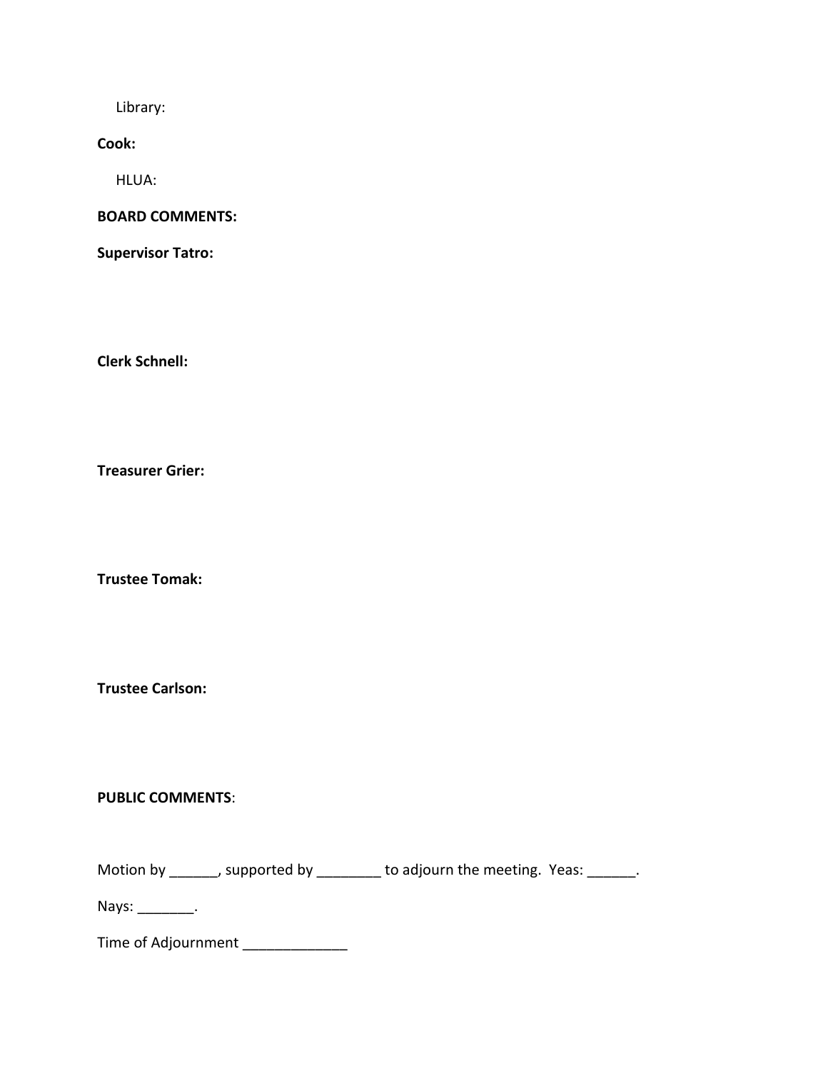Library:

**Cook:**

HLUA:

**BOARD COMMENTS:**

**Supervisor Tatro:**

**Clerk Schnell:**

**Treasurer Grier:**

**Trustee Tomak:**

**Trustee Carlson:**

**PUBLIC COMMENTS**:

Motion by ______, supported by ________ to adjourn the meeting. Yeas: ______.

Nays: _______.

Time of Adjournment _____________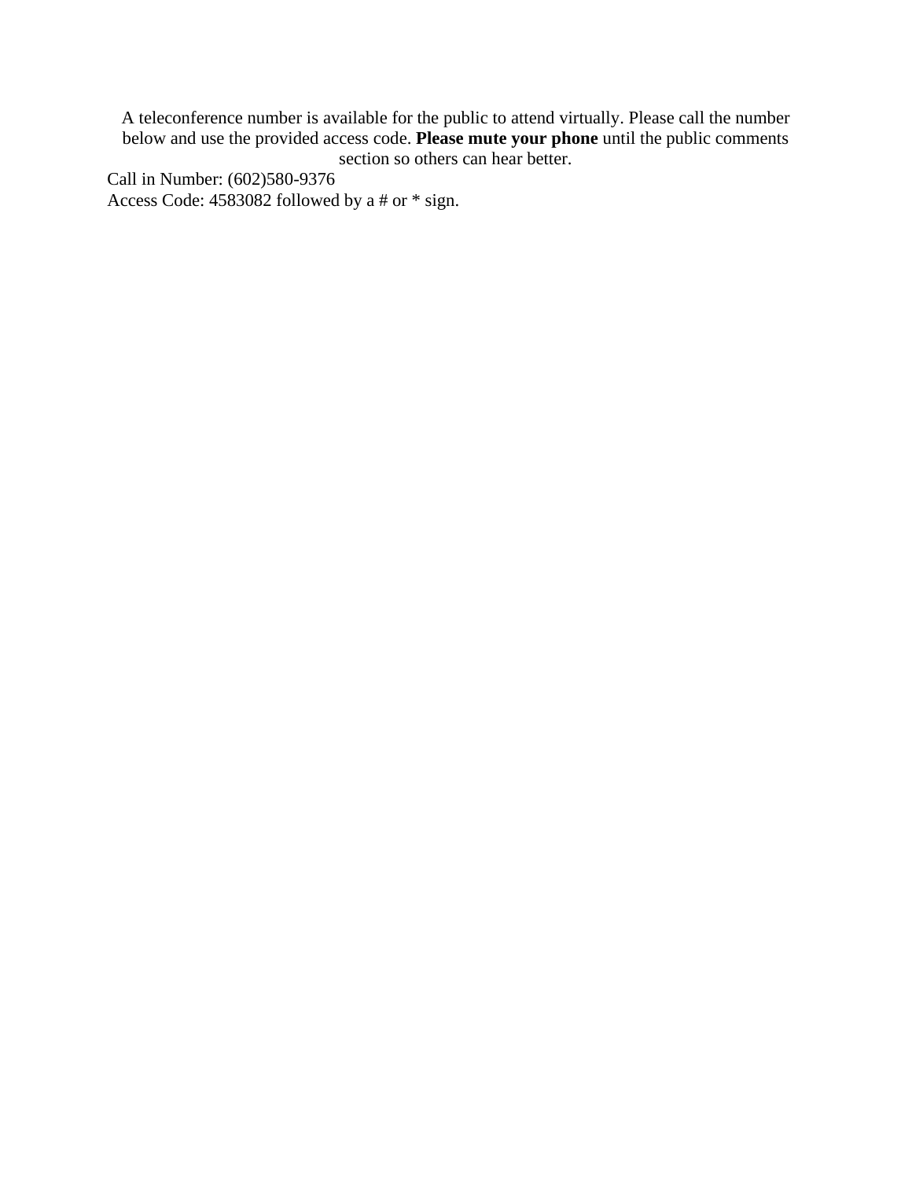A teleconference number is available for the public to attend virtually. Please call the number below and use the provided access code. **Please mute your phone** until the public comments section so others can hear better.

Call in Number: (602)580-9376
Access Code: 4583082 followed by a # or * sign.